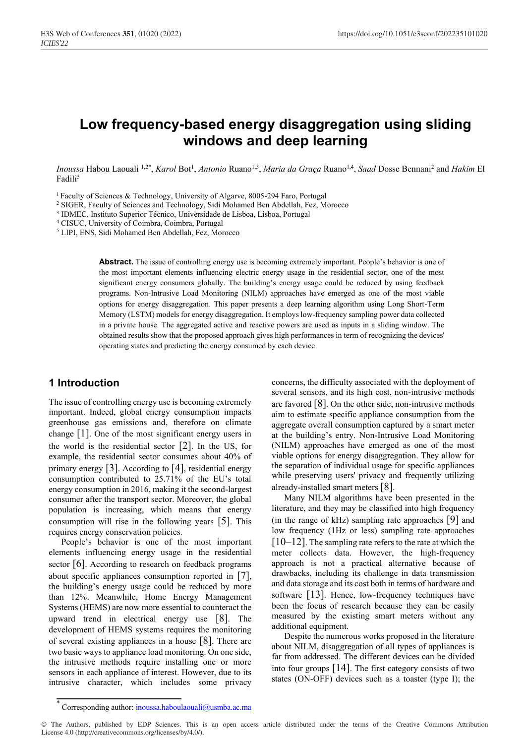# Low frequency-based energy disaggregation using sliding windows and deep learning

*Inoussa* Habou Laouali [1,2*], *Karol* Bot[1], *Antonio* Ruano[1,3], *Maria da Graça* Ruano[1,4], *Saad* Dosse Bennani[2] and *Hakim* El Fadili[5]

[1] Faculty of Sciences & Technology, University of Algarve, 8005-294 Faro, Portugal
[2] SIGER, Faculty of Sciences and Technology, Sidi Mohamed Ben Abdellah, Fez, Morocco
[3] IDMEC, Instituto Superior Técnico, Universidade de Lisboa, Lisboa, Portugal
[4] CISUC, University of Coimbra, Coimbra, Portugal
[5] LIPI, ENS, Sidi Mohamed Ben Abdellah, Fez, Morocco

**Abstract.** The issue of controlling energy use is becoming extremely important. People's behavior is one of the most important elements influencing electric energy usage in the residential sector, one of the most significant energy consumers globally. The building's energy usage could be reduced by using feedback programs. Non-Intrusive Load Monitoring (NILM) approaches have emerged as one of the most viable options for energy disaggregation. This paper presents a deep learning algorithm using Long Short-Term Memory (LSTM) models for energy disaggregation. It employs low-frequency sampling power data collected in a private house. The aggregated active and reactive powers are used as inputs in a sliding window. The obtained results show that the proposed approach gives high performances in term of recognizing the devices' operating states and predicting the energy consumed by each device.

## 1 Introduction

The issue of controlling energy use is becoming extremely important. Indeed, global energy consumption impacts greenhouse gas emissions and, therefore on climate change [1]. One of the most significant energy users in the world is the residential sector [2]. In the US, for example, the residential sector consumes about 40% of primary energy [3]. According to [4], residential energy consumption contributed to 25.71% of the EU's total energy consumption in 2016, making it the second-largest consumer after the transport sector. Moreover, the global population is increasing, which means that energy consumption will rise in the following years [5]. This requires energy conservation policies.

People's behavior is one of the most important elements influencing energy usage in the residential sector [6]. According to research on feedback programs about specific appliances consumption reported in [7], the building's energy usage could be reduced by more than 12%. Meanwhile, Home Energy Management Systems (HEMS) are now more essential to counteract the upward trend in electrical energy use [8]. The development of HEMS systems requires the monitoring of several existing appliances in a house [8]. There are two basic ways to appliance load monitoring. On one side, the intrusive methods require installing one or more sensors in each appliance of interest. However, due to its intrusive character, which includes some privacy concerns, the difficulty associated with the deployment of several sensors, and its high cost, non-intrusive methods are favored [8]. On the other side, non-intrusive methods aim to estimate specific appliance consumption from the aggregate overall consumption captured by a smart meter at the building's entry. Non-Intrusive Load Monitoring (NILM) approaches have emerged as one of the most viable options for energy disaggregation. They allow for the separation of individual usage for specific appliances while preserving users' privacy and frequently utilizing already-installed smart meters [8].

Many NILM algorithms have been presented in the literature, and they may be classified into high frequency (in the range of kHz) sampling rate approaches [9] and low frequency (1Hz or less) sampling rate approaches [10–12]. The sampling rate refers to the rate at which the meter collects data. However, the high-frequency approach is not a practical alternative because of drawbacks, including its challenge in data transmission and data storage and its cost both in terms of hardware and software [13]. Hence, low-frequency techniques have been the focus of research because they can be easily measured by the existing smart meters without any additional equipment.

Despite the numerous works proposed in the literature about NILM, disaggregation of all types of appliances is far from addressed. The different devices can be divided into four groups [14]. The first category consists of two states (ON-OFF) devices such as a toaster (type I); the

* Corresponding author: inoussa.haboulaouali@usmba.ac.ma

© The Authors, published by EDP Sciences. This is an open access article distributed under the terms of the Creative Commons Attribution License 4.0 (http://creativecommons.org/licenses/by/4.0/).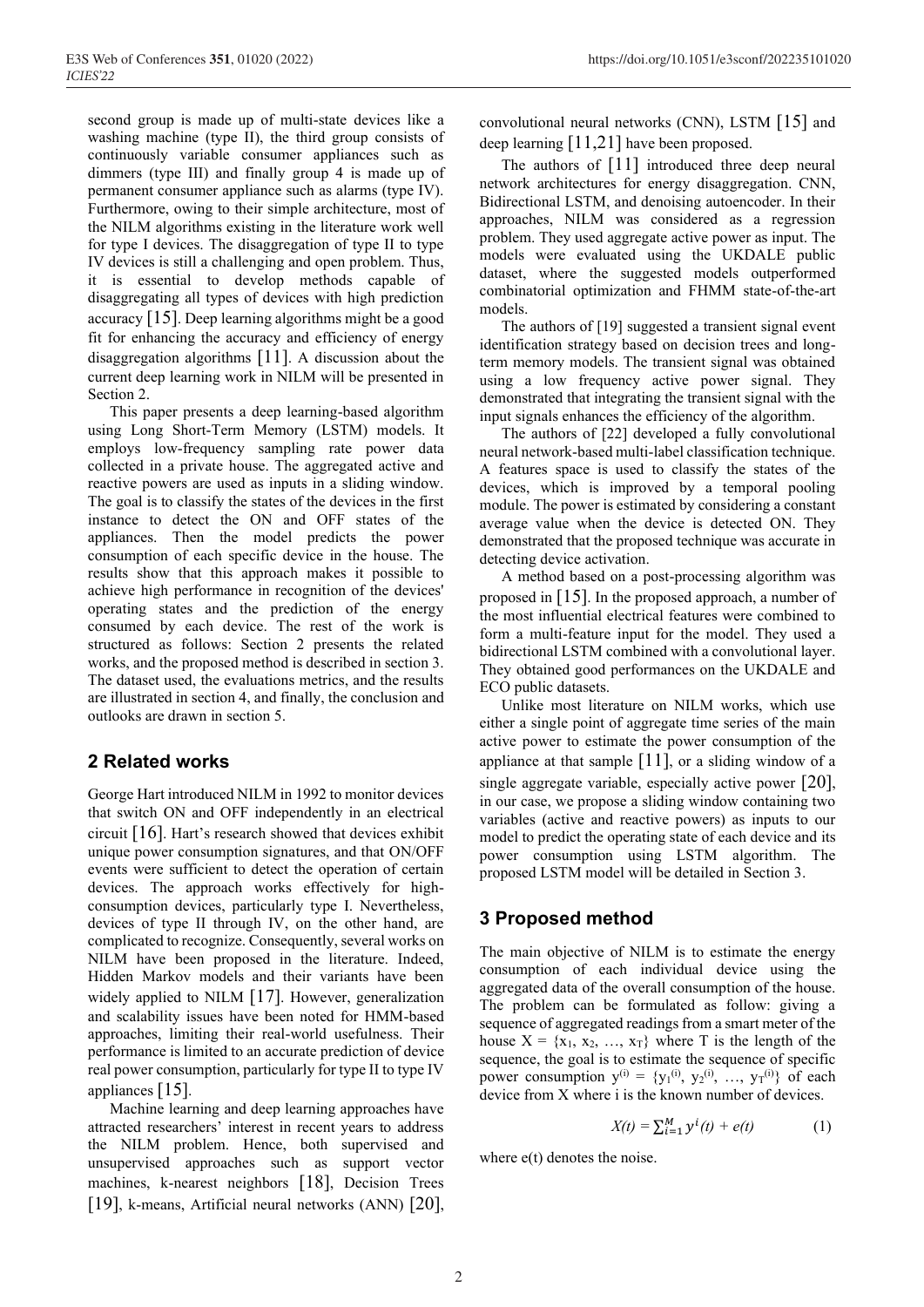second group is made up of multi-state devices like a washing machine (type II), the third group consists of continuously variable consumer appliances such as dimmers (type III) and finally group 4 is made up of permanent consumer appliance such as alarms (type IV). Furthermore, owing to their simple architecture, most of the NILM algorithms existing in the literature work well for type I devices. The disaggregation of type II to type IV devices is still a challenging and open problem. Thus, it is essential to develop methods capable of disaggregating all types of devices with high prediction accuracy [15]. Deep learning algorithms might be a good fit for enhancing the accuracy and efficiency of energy disaggregation algorithms [11]. A discussion about the current deep learning work in NILM will be presented in Section 2.

This paper presents a deep learning-based algorithm using Long Short-Term Memory (LSTM) models. It employs low-frequency sampling rate power data collected in a private house. The aggregated active and reactive powers are used as inputs in a sliding window. The goal is to classify the states of the devices in the first instance to detect the ON and OFF states of the appliances. Then the model predicts the power consumption of each specific device in the house. The results show that this approach makes it possible to achieve high performance in recognition of the devices' operating states and the prediction of the energy consumed by each device. The rest of the work is structured as follows: Section 2 presents the related works, and the proposed method is described in section 3. The dataset used, the evaluations metrics, and the results are illustrated in section 4, and finally, the conclusion and outlooks are drawn in section 5.

## 2 Related works

George Hart introduced NILM in 1992 to monitor devices that switch ON and OFF independently in an electrical circuit [16]. Hart's research showed that devices exhibit unique power consumption signatures, and that ON/OFF events were sufficient to detect the operation of certain devices. The approach works effectively for high-consumption devices, particularly type I. Nevertheless, devices of type II through IV, on the other hand, are complicated to recognize. Consequently, several works on NILM have been proposed in the literature. Indeed, Hidden Markov models and their variants have been widely applied to NILM [17]. However, generalization and scalability issues have been noted for HMM-based approaches, limiting their real-world usefulness. Their performance is limited to an accurate prediction of device real power consumption, particularly for type II to type IV appliances [15].

Machine learning and deep learning approaches have attracted researchers' interest in recent years to address the NILM problem. Hence, both supervised and unsupervised approaches such as support vector machines, k-nearest neighbors [18], Decision Trees [19], k-means, Artificial neural networks (ANN) [20], convolutional neural networks (CNN), LSTM [15] and deep learning [11,21] have been proposed.

The authors of [11] introduced three deep neural network architectures for energy disaggregation. CNN, Bidirectional LSTM, and denoising autoencoder. In their approaches, NILM was considered as a regression problem. They used aggregate active power as input. The models were evaluated using the UKDALE public dataset, where the suggested models outperformed combinatorial optimization and FHMM state-of-the-art models.

The authors of [19] suggested a transient signal event identification strategy based on decision trees and long-term memory models. The transient signal was obtained using a low frequency active power signal. They demonstrated that integrating the transient signal with the input signals enhances the efficiency of the algorithm.

The authors of [22] developed a fully convolutional neural network-based multi-label classification technique. A features space is used to classify the states of the devices, which is improved by a temporal pooling module. The power is estimated by considering a constant average value when the device is detected ON. They demonstrated that the proposed technique was accurate in detecting device activation.

A method based on a post-processing algorithm was proposed in [15]. In the proposed approach, a number of the most influential electrical features were combined to form a multi-feature input for the model. They used a bidirectional LSTM combined with a convolutional layer. They obtained good performances on the UKDALE and ECO public datasets.

Unlike most literature on NILM works, which use either a single point of aggregate time series of the main active power to estimate the power consumption of the appliance at that sample [11], or a sliding window of a single aggregate variable, especially active power [20], in our case, we propose a sliding window containing two variables (active and reactive powers) as inputs to our model to predict the operating state of each device and its power consumption using LSTM algorithm. The proposed LSTM model will be detailed in Section 3.

## 3 Proposed method

The main objective of NILM is to estimate the energy consumption of each individual device using the aggregated data of the overall consumption of the house. The problem can be formulated as follow: giving a sequence of aggregated readings from a smart meter of the house $X = \{x_1, x_2, \ldots, x_T\}$ where T is the length of the sequence, the goal is to estimate the sequence of specific power consumption $y^{(i)} = \{y_1^{(i)}, y_2^{(i)}, \ldots, y_T^{(i)}\}$ of each device from X where i is the known number of devices.

$$X(t) = \sum_{i=1}^{M} y^{i}(t) + e(t) \qquad (1)$$

where e(t) denotes the noise.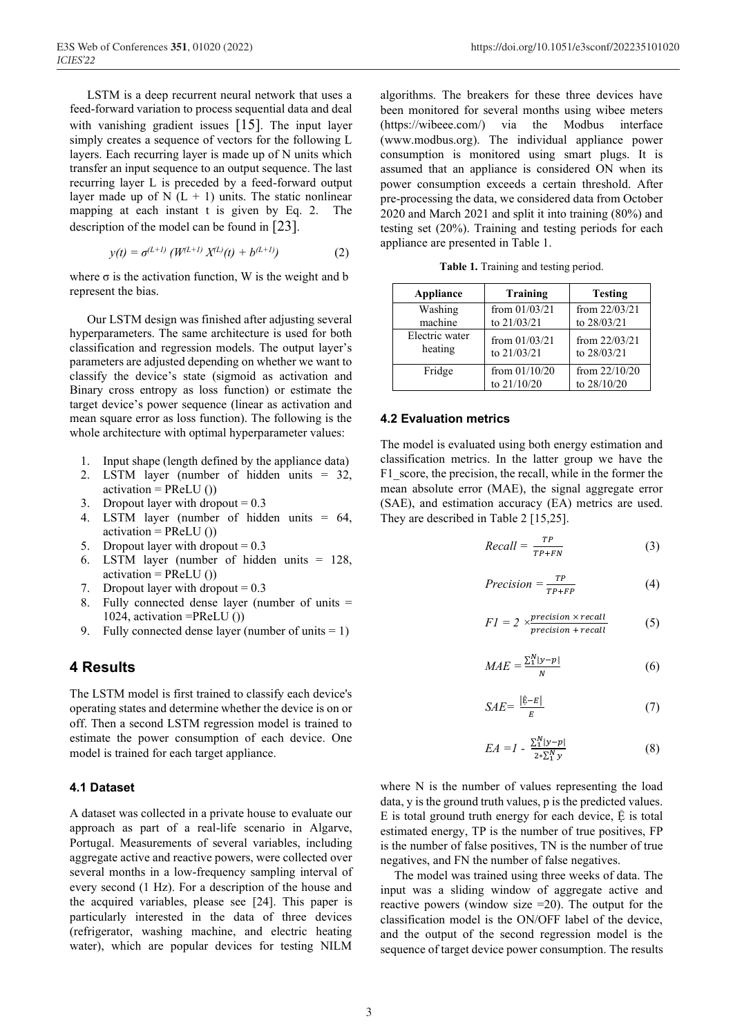LSTM is a deep recurrent neural network that uses a feed-forward variation to process sequential data and deal with vanishing gradient issues [15]. The input layer simply creates a sequence of vectors for the following L layers. Each recurring layer is made up of N units which transfer an input sequence to an output sequence. The last recurring layer L is preceded by a feed-forward output layer made up of N (L + 1) units. The static nonlinear mapping at each instant t is given by Eq. 2. The description of the model can be found in [23].

$$y(t) = \sigma^{(L+1)} (W^{(L+1)} X^{(L)}(t) + b^{(L+1)}) \tag{2}$$

where σ is the activation function, W is the weight and b represent the bias.

Our LSTM design was finished after adjusting several hyperparameters. The same architecture is used for both classification and regression models. The output layer's parameters are adjusted depending on whether we want to classify the device's state (sigmoid as activation and Binary cross entropy as loss function) or estimate the target device's power sequence (linear as activation and mean square error as loss function). The following is the whole architecture with optimal hyperparameter values:

1. Input shape (length defined by the appliance data)
2. LSTM layer (number of hidden units = 32, activation = PReLU ())
3. Dropout layer with dropout = 0.3
4. LSTM layer (number of hidden units = 64, activation = PReLU ())
5. Dropout layer with dropout = 0.3
6. LSTM layer (number of hidden units = 128, activation = PReLU ())
7. Dropout layer with dropout = 0.3
8. Fully connected dense layer (number of units = 1024, activation =PReLU ())
9. Fully connected dense layer (number of units = 1)

# 4 Results

The LSTM model is first trained to classify each device's operating states and determine whether the device is on or off. Then a second LSTM regression model is trained to estimate the power consumption of each device. One model is trained for each target appliance.

## 4.1 Dataset

A dataset was collected in a private house to evaluate our approach as part of a real-life scenario in Algarve, Portugal. Measurements of several variables, including aggregate active and reactive powers, were collected over several months in a low-frequency sampling interval of every second (1 Hz). For a description of the house and the acquired variables, please see [24]. This paper is particularly interested in the data of three devices (refrigerator, washing machine, and electric heating water), which are popular devices for testing NILM algorithms. The breakers for these three devices have been monitored for several months using wibee meters (https://wibeee.com/) via the Modbus interface (www.modbus.org). The individual appliance power consumption is monitored using smart plugs. It is assumed that an appliance is considered ON when its power consumption exceeds a certain threshold. After pre-processing the data, we considered data from October 2020 and March 2021 and split it into training (80%) and testing set (20%). Training and testing periods for each appliance are presented in Table 1.

**Table 1.** Training and testing period.

| Appliance | Training | Testing |
|---|---|---|
| Washing machine | from 01/03/21 to 21/03/21 | from 22/03/21 to 28/03/21 |
| Electric water heating | from 01/03/21 to 21/03/21 | from 22/03/21 to 28/03/21 |
| Fridge | from 01/10/20 to 21/10/20 | from 22/10/20 to 28/10/20 |

## 4.2 Evaluation metrics

The model is evaluated using both energy estimation and classification metrics. In the latter group we have the F1_score, the precision, the recall, while in the former the mean absolute error (MAE), the signal aggregate error (SAE), and estimation accuracy (EA) metrics are used. They are described in Table 2 [15,25].

$$Recall = \frac{TP}{TP+FN} \tag{3}$$

$$Precision = \frac{TP}{TP+FP} \tag{4}$$

$$F1 = 2 \times \frac{precision \times recall}{precision + recall} \tag{5}$$

$$MAE = \frac{\sum_{1}^{N}|y-p|}{N} \tag{6}$$

$$SAE = \frac{|\hat{E}-E|}{E} \tag{7}$$

$$EA = 1 - \frac{\sum_{1}^{N}|y-p|}{2*\sum_{1}^{N} y} \tag{8}$$

where N is the number of values representing the load data, y is the ground truth values, p is the predicted values. E is total ground truth energy for each device, $\hat{E}$ is total estimated energy, TP is the number of true positives, FP is the number of false positives, TN is the number of true negatives, and FN the number of false negatives.

The model was trained using three weeks of data. The input was a sliding window of aggregate active and reactive powers (window size =20). The output for the classification model is the ON/OFF label of the device, and the output of the second regression model is the sequence of target device power consumption. The results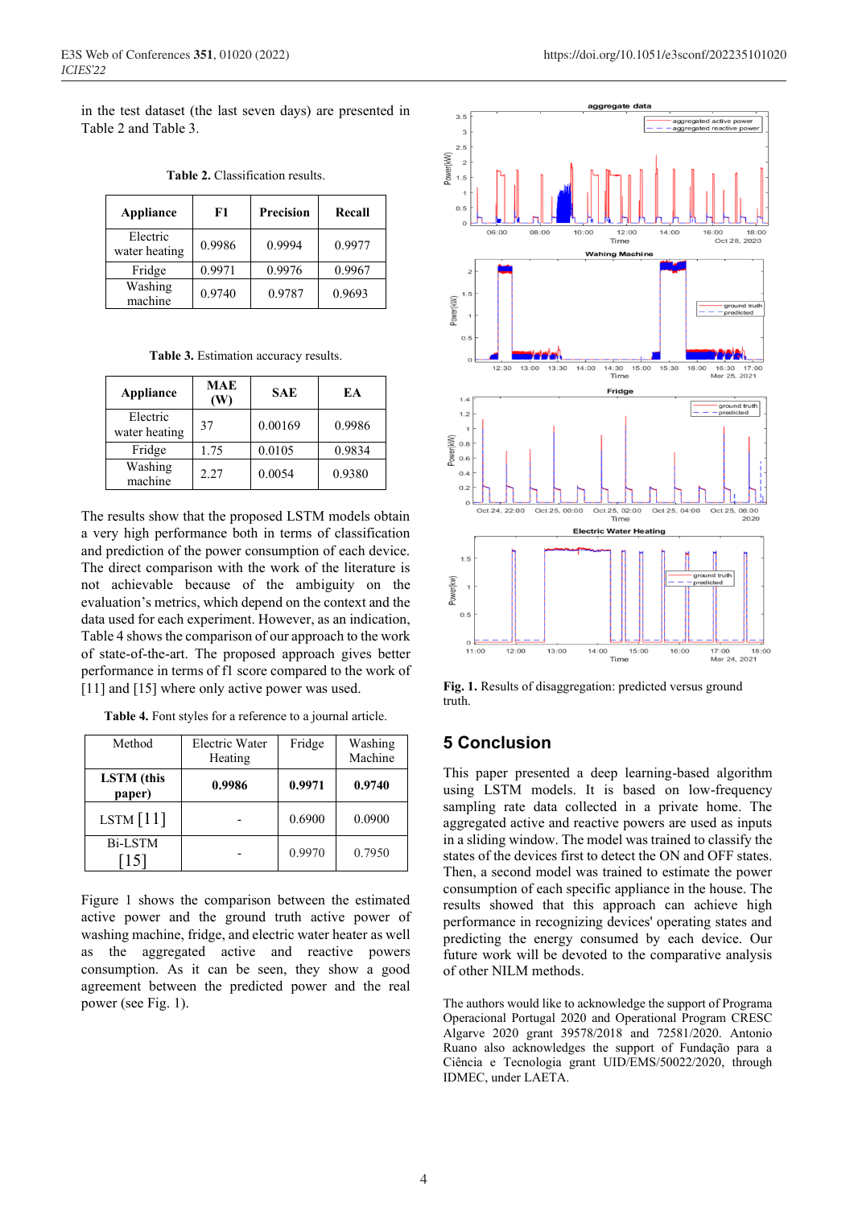in the test dataset (the last seven days) are presented in Table 2 and Table 3.

**Table 2.** Classification results.

| Appliance | F1 | Precision | Recall |
|---|---|---|---|
| Electric water heating | 0.9986 | 0.9994 | 0.9977 |
| Fridge | 0.9971 | 0.9976 | 0.9967 |
| Washing machine | 0.9740 | 0.9787 | 0.9693 |

**Table 3.** Estimation accuracy results.

| Appliance | MAE (W) | SAE | EA |
|---|---|---|---|
| Electric water heating | 37 | 0.00169 | 0.9986 |
| Fridge | 1.75 | 0.0105 | 0.9834 |
| Washing machine | 2.27 | 0.0054 | 0.9380 |

The results show that the proposed LSTM models obtain a very high performance both in terms of classification and prediction of the power consumption of each device. The direct comparison with the work of the literature is not achievable because of the ambiguity on the evaluation's metrics, which depend on the context and the data used for each experiment. However, as an indication, Table 4 shows the comparison of our approach to the work of state-of-the-art. The proposed approach gives better performance in terms of f1 score compared to the work of [11] and [15] where only active power was used.

**Table 4.** Font styles for a reference to a journal article.

| Method | Electric Water Heating | Fridge | Washing Machine |
|---|---|---|---|
| **LSTM (this paper)** | **0.9986** | **0.9971** | **0.9740** |
| LSTM [11] | - | 0.6900 | 0.0900 |
| Bi-LSTM [15] | - | 0.9970 | 0.7950 |

Figure 1 shows the comparison between the estimated active power and the ground truth active power of washing machine, fridge, and electric water heater as well as the aggregated active and reactive powers consumption. As it can be seen, they show a good agreement between the predicted power and the real power (see Fig. 1).

**Fig. 1.** Results of disaggregation: predicted versus ground truth.

## 5 Conclusion

This paper presented a deep learning-based algorithm using LSTM models. It is based on low-frequency sampling rate data collected in a private home. The aggregated active and reactive powers are used as inputs in a sliding window. The model was trained to classify the states of the devices first to detect the ON and OFF states. Then, a second model was trained to estimate the power consumption of each specific appliance in the house. The results showed that this approach can achieve high performance in recognizing devices' operating states and predicting the energy consumed by each device. Our future work will be devoted to the comparative analysis of other NILM methods.

The authors would like to acknowledge the support of Programa Operacional Portugal 2020 and Operational Program CRESC Algarve 2020 grant 39578/2018 and 72581/2020. Antonio Ruano also acknowledges the support of Fundação para a Ciência e Tecnologia grant UID/EMS/50022/2020, through IDMEC, under LAETA.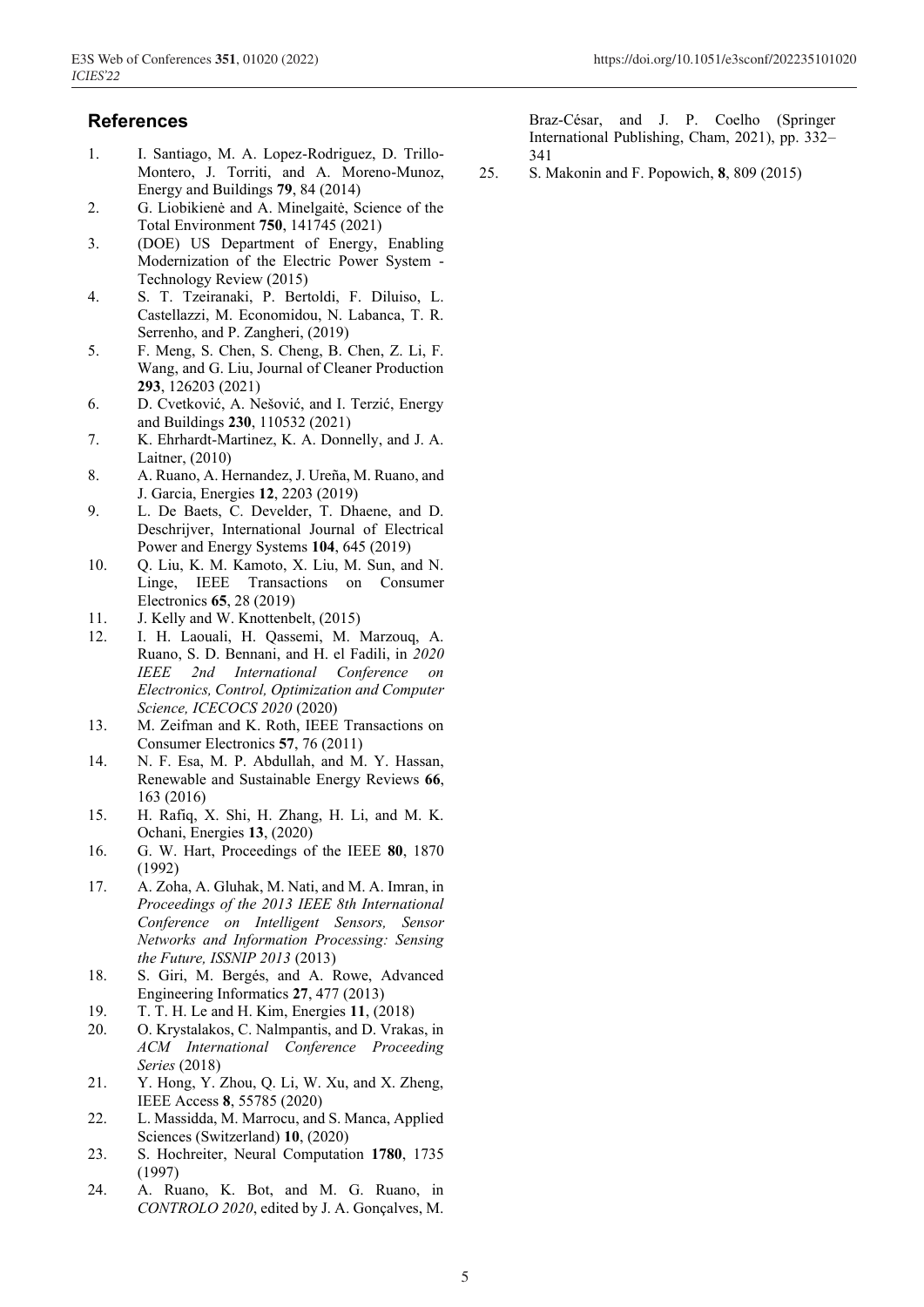## References

1. I. Santiago, M. A. Lopez-Rodriguez, D. Trillo-Montero, J. Torriti, and A. Moreno-Munoz, Energy and Buildings **79**, 84 (2014)
2. G. Liobikienė and A. Minelgaitė, Science of the Total Environment **750**, 141745 (2021)
3. (DOE) US Department of Energy, Enabling Modernization of the Electric Power System - Technology Review (2015)
4. S. T. Tzeiranaki, P. Bertoldi, F. Diluiso, L. Castellazzi, M. Economidou, N. Labanca, T. R. Serrenho, and P. Zangheri, (2019)
5. F. Meng, S. Chen, S. Cheng, B. Chen, Z. Li, F. Wang, and G. Liu, Journal of Cleaner Production **293**, 126203 (2021)
6. D. Cvetković, A. Nešović, and I. Terzić, Energy and Buildings **230**, 110532 (2021)
7. K. Ehrhardt-Martinez, K. A. Donnelly, and J. A. Laitner, (2010)
8. A. Ruano, A. Hernandez, J. Ureña, M. Ruano, and J. Garcia, Energies **12**, 2203 (2019)
9. L. De Baets, C. Develder, T. Dhaene, and D. Deschrijver, International Journal of Electrical Power and Energy Systems **104**, 645 (2019)
10. Q. Liu, K. M. Kamoto, X. Liu, M. Sun, and N. Linge, IEEE Transactions on Consumer Electronics **65**, 28 (2019)
11. J. Kelly and W. Knottenbelt, (2015)
12. I. H. Laouali, H. Qassemi, M. Marzouq, A. Ruano, S. D. Bennani, and H. el Fadili, in *2020 IEEE 2nd International Conference on Electronics, Control, Optimization and Computer Science, ICECOCS 2020* (2020)
13. M. Zeifman and K. Roth, IEEE Transactions on Consumer Electronics **57**, 76 (2011)
14. N. F. Esa, M. P. Abdullah, and M. Y. Hassan, Renewable and Sustainable Energy Reviews **66**, 163 (2016)
15. H. Rafiq, X. Shi, H. Zhang, H. Li, and M. K. Ochani, Energies **13**, (2020)
16. G. W. Hart, Proceedings of the IEEE **80**, 1870 (1992)
17. A. Zoha, A. Gluhak, M. Nati, and M. A. Imran, in *Proceedings of the 2013 IEEE 8th International Conference on Intelligent Sensors, Sensor Networks and Information Processing: Sensing the Future, ISSNIP 2013* (2013)
18. S. Giri, M. Bergés, and A. Rowe, Advanced Engineering Informatics **27**, 477 (2013)
19. T. T. H. Le and H. Kim, Energies **11**, (2018)
20. O. Krystalakos, C. Nalmpantis, and D. Vrakas, in *ACM International Conference Proceeding Series* (2018)
21. Y. Hong, Y. Zhou, Q. Li, W. Xu, and X. Zheng, IEEE Access **8**, 55785 (2020)
22. L. Massidda, M. Marrocu, and S. Manca, Applied Sciences (Switzerland) **10**, (2020)
23. S. Hochreiter, Neural Computation **1780**, 1735 (1997)
24. A. Ruano, K. Bot, and M. G. Ruano, in *CONTROLO 2020*, edited by J. A. Gonçalves, M. Braz-César, and J. P. Coelho (Springer International Publishing, Cham, 2021), pp. 332–341
25. S. Makonin and F. Popowich, **8**, 809 (2015)